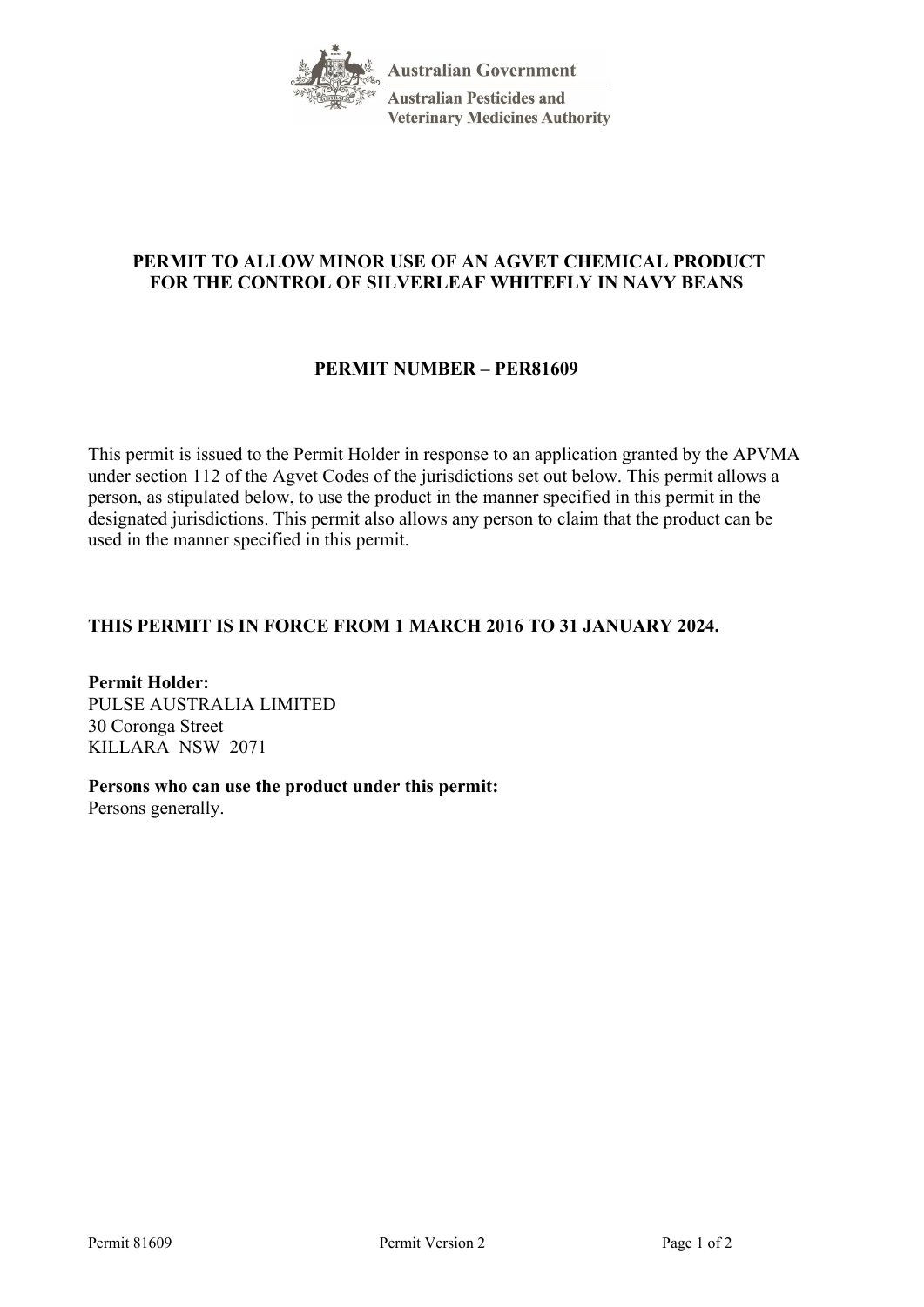Australian Government

Australian Pesticides and Veterinary Medicines Authority

# PERMIT TO ALLOW MINOR USE OF AN AGVET CHEMICAL PRODUCT FOR THE CONTROL OF SILVERLEAF WHITEFLY IN NAVY BEANS

## PERMIT NUMBER – PER81609

This permit is issued to the Permit Holder in response to an application granted by the APVMA under section 112 of the Agvet Codes of the jurisdictions set out below. This permit allows a person, as stipulated below, to use the product in the manner specified in this permit in the designated jurisdictions. This permit also allows any person to claim that the product can be used in the manner specified in this permit.

**THIS PERMIT IS IN FORCE FROM 1 MARCH 2016 TO 31 JANUARY 2024.**

**Permit Holder:**
PULSE AUSTRALIA LIMITED
30 Coronga Street
KILLARA NSW 2071

**Persons who can use the product under this permit:**
Persons generally.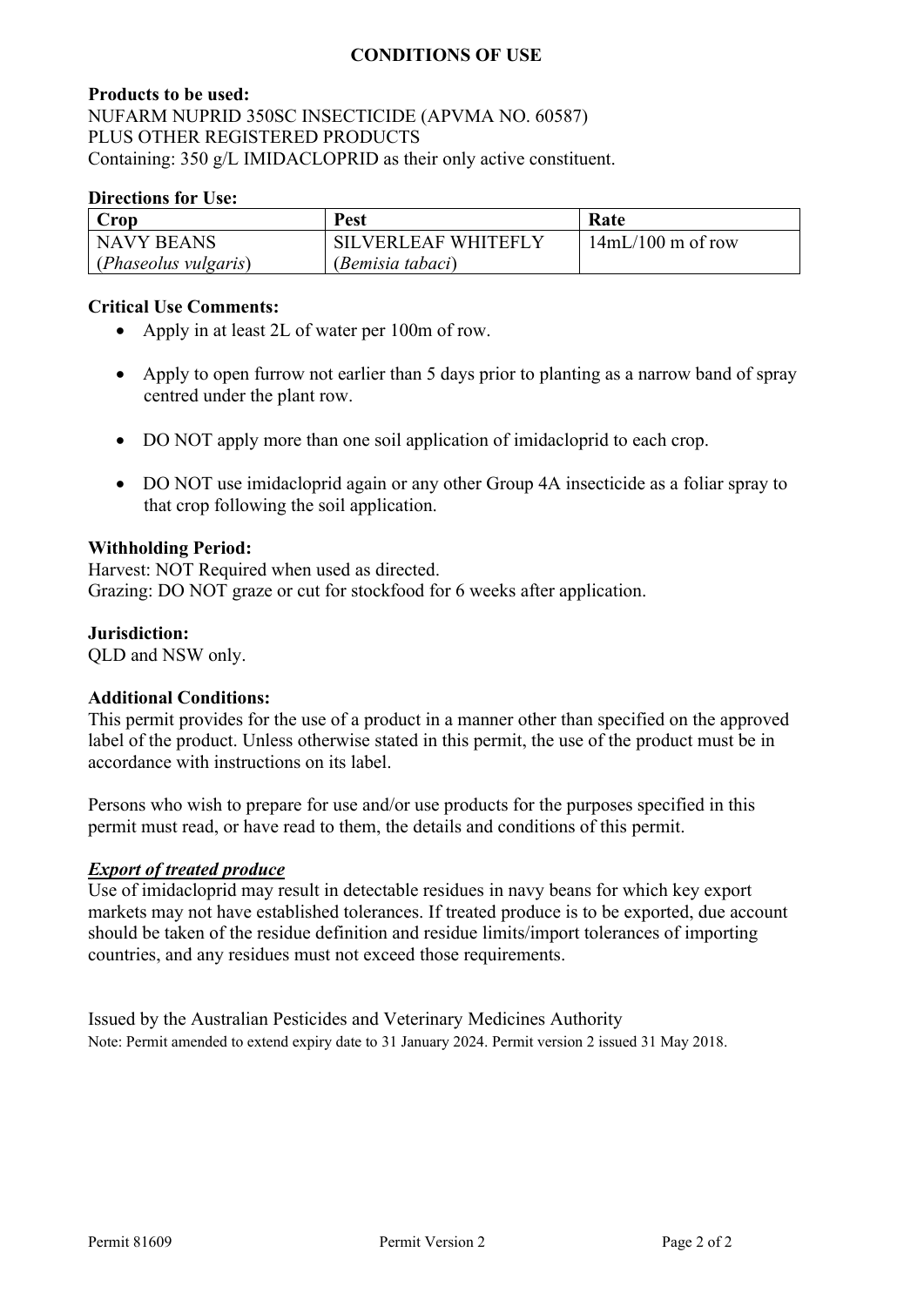## CONDITIONS OF USE

**Products to be used:**
NUFARM NUPRID 350SC INSECTICIDE (APVMA NO. 60587)
PLUS OTHER REGISTERED PRODUCTS
Containing: 350 g/L IMIDACLOPRID as their only active constituent.

**Directions for Use:**

| Crop | Pest | Rate |
|---|---|---|
| NAVY BEANS (*Phaseolus vulgaris*) | SILVERLEAF WHITEFLY (*Bemisia tabaci*) | 14mL/100 m of row |

**Critical Use Comments:**

- Apply in at least 2L of water per 100m of row.
- Apply to open furrow not earlier than 5 days prior to planting as a narrow band of spray centred under the plant row.
- DO NOT apply more than one soil application of imidacloprid to each crop.
- DO NOT use imidacloprid again or any other Group 4A insecticide as a foliar spray to that crop following the soil application.

**Withholding Period:**
Harvest: NOT Required when used as directed.
Grazing: DO NOT graze or cut for stockfood for 6 weeks after application.

**Jurisdiction:**
QLD and NSW only.

**Additional Conditions:**
This permit provides for the use of a product in a manner other than specified on the approved label of the product. Unless otherwise stated in this permit, the use of the product must be in accordance with instructions on its label.

Persons who wish to prepare for use and/or use products for the purposes specified in this permit must read, or have read to them, the details and conditions of this permit.

***Export of treated produce***
Use of imidacloprid may result in detectable residues in navy beans for which key export markets may not have established tolerances. If treated produce is to be exported, due account should be taken of the residue definition and residue limits/import tolerances of importing countries, and any residues must not exceed those requirements.

Issued by the Australian Pesticides and Veterinary Medicines Authority
Note: Permit amended to extend expiry date to 31 January 2024. Permit version 2 issued 31 May 2018.